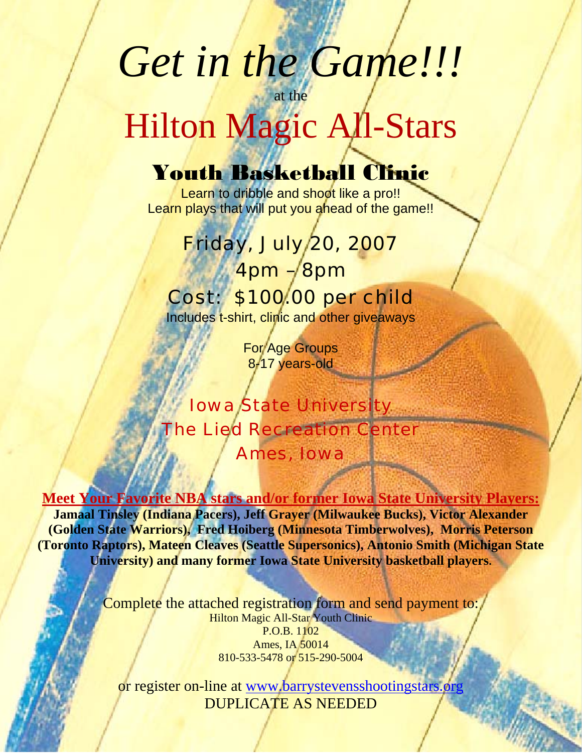# *Get in the Game!!!*

at the

# Hilton Magic All-Stars

## Youth Basketball Clinic

Learn to dribble and shoot like a pro!!
Learn plays that will put you ahead of the game!!

Friday, July 20, 2007

4pm – 8pm

Cost: $100.00 per child

Includes t-shirt, clinic and other giveaways

For Age Groups
8-17 years-old

Iowa State University
The Lied Recreation Center
Ames, Iowa

**Meet Your Favorite NBA stars and/or former Iowa State University Players:**

**Jamaal Tinsley (Indiana Pacers), Jeff Grayer (Milwaukee Bucks), Victor Alexander (Golden State Warriors), Fred Hoiberg (Minnesota Timberwolves), Morris Peterson (Toronto Raptors), Mateen Cleaves (Seattle Supersonics), Antonio Smith (Michigan State University) and many former Iowa State University basketball players.**

Complete the attached registration form and send payment to:

Hilton Magic All-Star Youth Clinic
P.O.B. 1102
Ames, IA 50014
810-533-5478 or 515-290-5004

or register on-line at www.barrystevensshootingstars.org

DUPLICATE AS NEEDED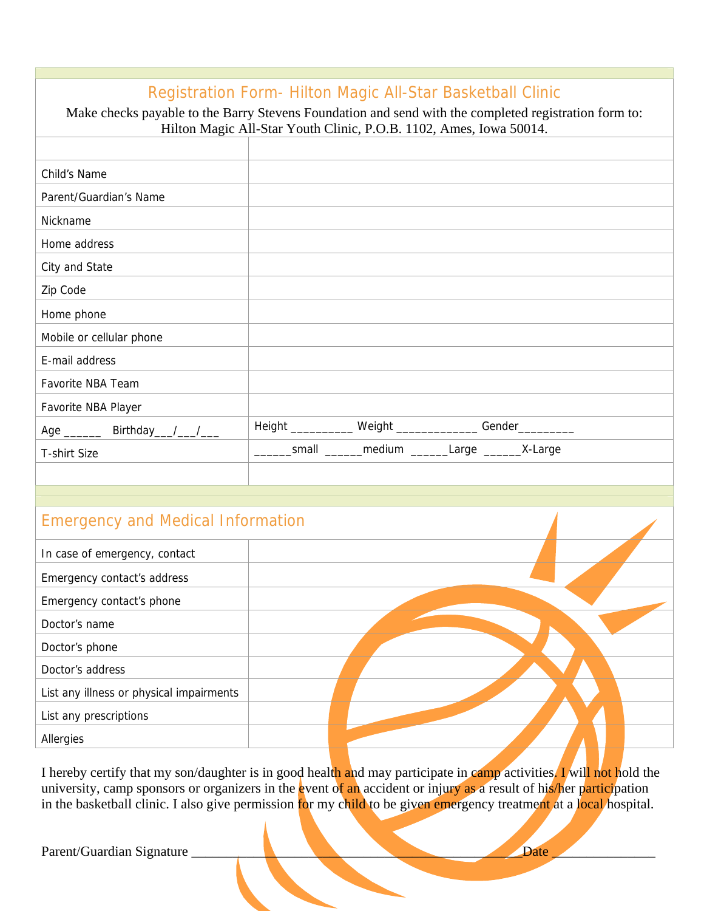## Registration Form- Hilton Magic All-Star Basketball Clinic

Make checks payable to the Barry Stevens Foundation and send with the completed registration form to: Hilton Magic All-Star Youth Clinic, P.O.B. 1102, Ames, Iowa 50014.

| | |
|---|---|
| Child's Name | |
| Parent/Guardian's Name | |
| Nickname | |
| Home address | |
| City and State | |
| Zip Code | |
| Home phone | |
| Mobile or cellular phone | |
| E-mail address | |
| Favorite NBA Team | |
| Favorite NBA Player | |
| Age ______ Birthday___/___/___ | Height __________ Weight _____________ Gender_________ |
| T-shirt Size | ______small ______medium ______Large ______X-Large |
| | |

## Emergency and Medical Information

| | |
|---|---|
| In case of emergency, contact | |
| Emergency contact's address | |
| Emergency contact's phone | |
| Doctor's name | |
| Doctor's phone | |
| Doctor's address | |
| List any illness or physical impairments | |
| List any prescriptions | |
| Allergies | |

I hereby certify that my son/daughter is in good health and may participate in camp activities. I will not hold the university, camp sponsors or organizers in the event of an accident or injury as a result of his/her participation in the basketball clinic. I also give permission for my child to be given emergency treatment at a local hospital.

Parent/Guardian Signature _________________________________________________Date _______________